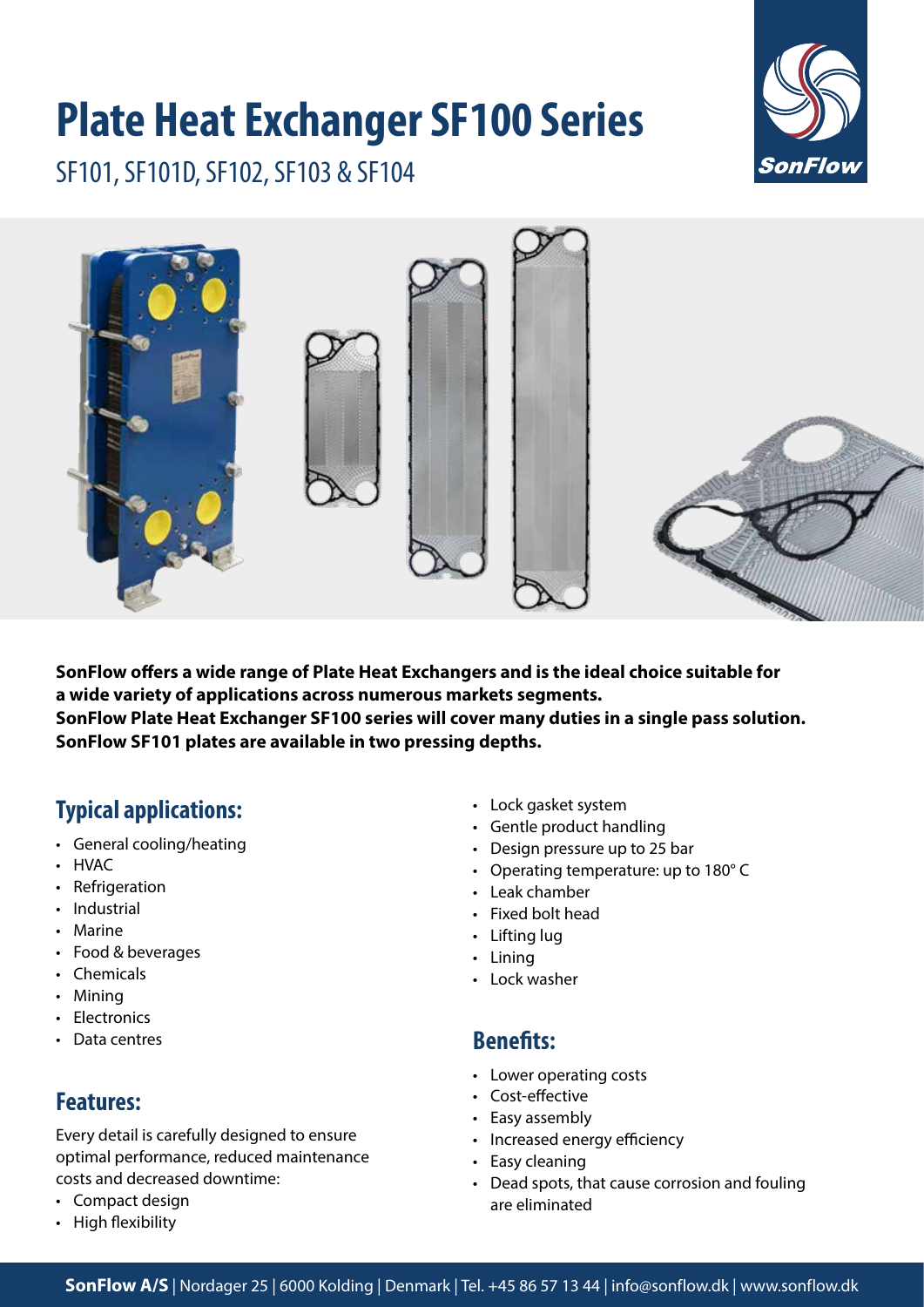# Plate Heat Exchanger SF100 Series

SF101, SF101D, SF102, SF103 & SF104

**SonFlow offers a wide range of Plate Heat Exchangers and is the ideal choice suitable for a wide variety of applications across numerous markets segments.**
**SonFlow Plate Heat Exchanger SF100 series will cover many duties in a single pass solution.**
**SonFlow SF101 plates are available in two pressing depths.**

## Typical applications:

- General cooling/heating
- HVAC
- Refrigeration
- Industrial
- Marine
- Food & beverages
- Chemicals
- Mining
- Electronics
- Data centres

## Features:

Every detail is carefully designed to ensure optimal performance, reduced maintenance costs and decreased downtime:

- Compact design
- High flexibility
- Lock gasket system
- Gentle product handling
- Design pressure up to 25 bar
- Operating temperature: up to 180° C
- Leak chamber
- Fixed bolt head
- Lifting lug
- Lining
- Lock washer

## Benefits:

- Lower operating costs
- Cost-effective
- Easy assembly
- Increased energy efficiency
- Easy cleaning
- Dead spots, that cause corrosion and fouling are eliminated

**SonFlow A/S** | Nordager 25 | 6000 Kolding | Denmark | Tel. +45 86 57 13 44 | info@sonflow.dk | www.sonflow.dk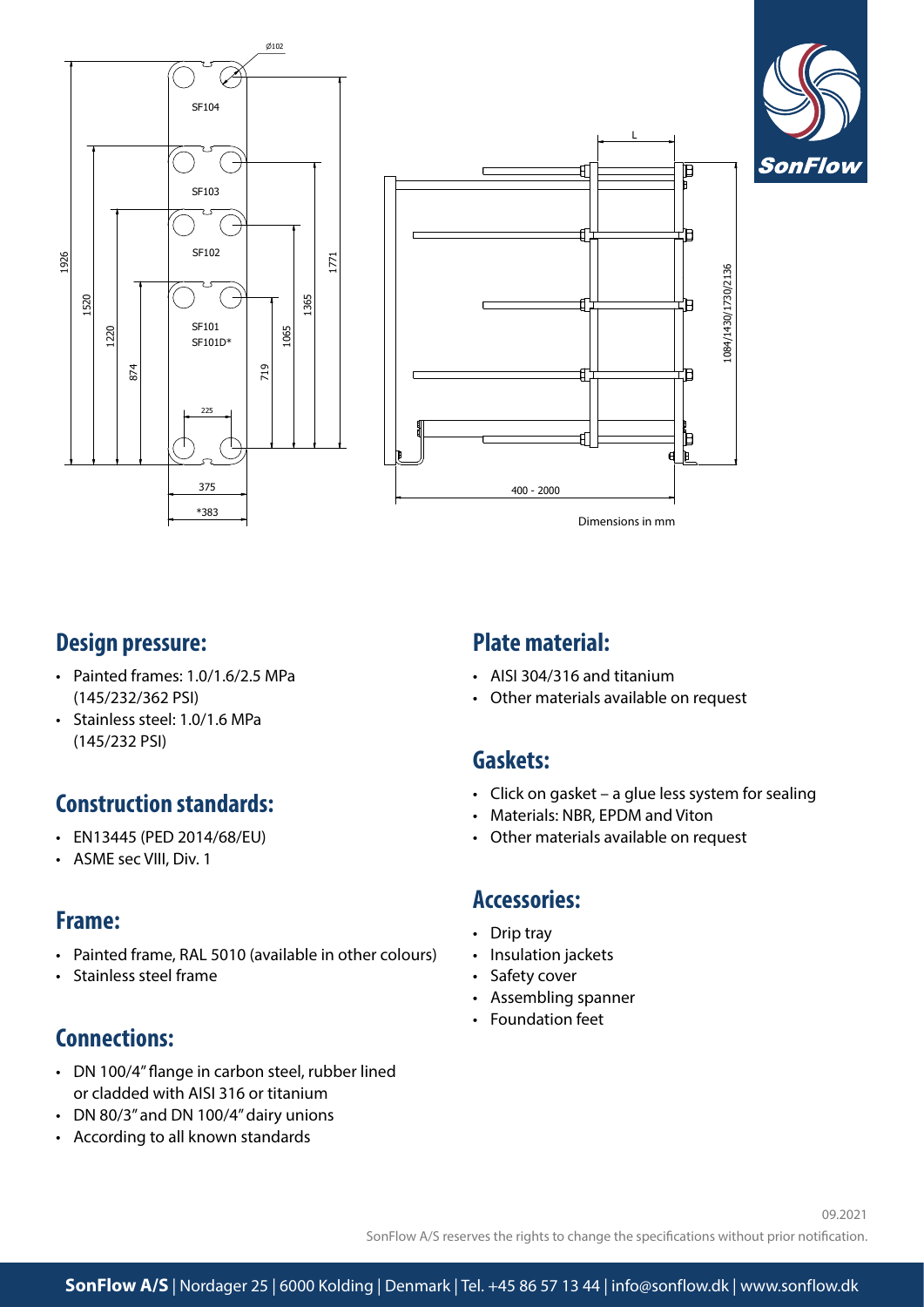SF104

SF103

SF102

SF101
SF101D*

Ø102

1926
1520
1220
874
719
1065
1365
1771

225

375

*383

L

1084/1430/1730/2136

400 - 2000

Dimensions in mm

## Design pressure:

- Painted frames: 1.0/1.6/2.5 MPa (145/232/362 PSI)
- Stainless steel: 1.0/1.6 MPa (145/232 PSI)

## Construction standards:

- EN13445 (PED 2014/68/EU)
- ASME sec VIII, Div. 1

## Frame:

- Painted frame, RAL 5010 (available in other colours)
- Stainless steel frame

## Connections:

- DN 100/4" flange in carbon steel, rubber lined or cladded with AISI 316 or titanium
- DN 80/3" and DN 100/4" dairy unions
- According to all known standards

## Plate material:

- AISI 304/316 and titanium
- Other materials available on request

## Gaskets:

- Click on gasket – a glue less system for sealing
- Materials: NBR, EPDM and Viton
- Other materials available on request

## Accessories:

- Drip tray
- Insulation jackets
- Safety cover
- Assembling spanner
- Foundation feet

09.2021

SonFlow A/S reserves the rights to change the specifications without prior notification.

**SonFlow A/S** | Nordager 25 | 6000 Kolding | Denmark | Tel. +45 86 57 13 44 | info@sonflow.dk | www.sonflow.dk